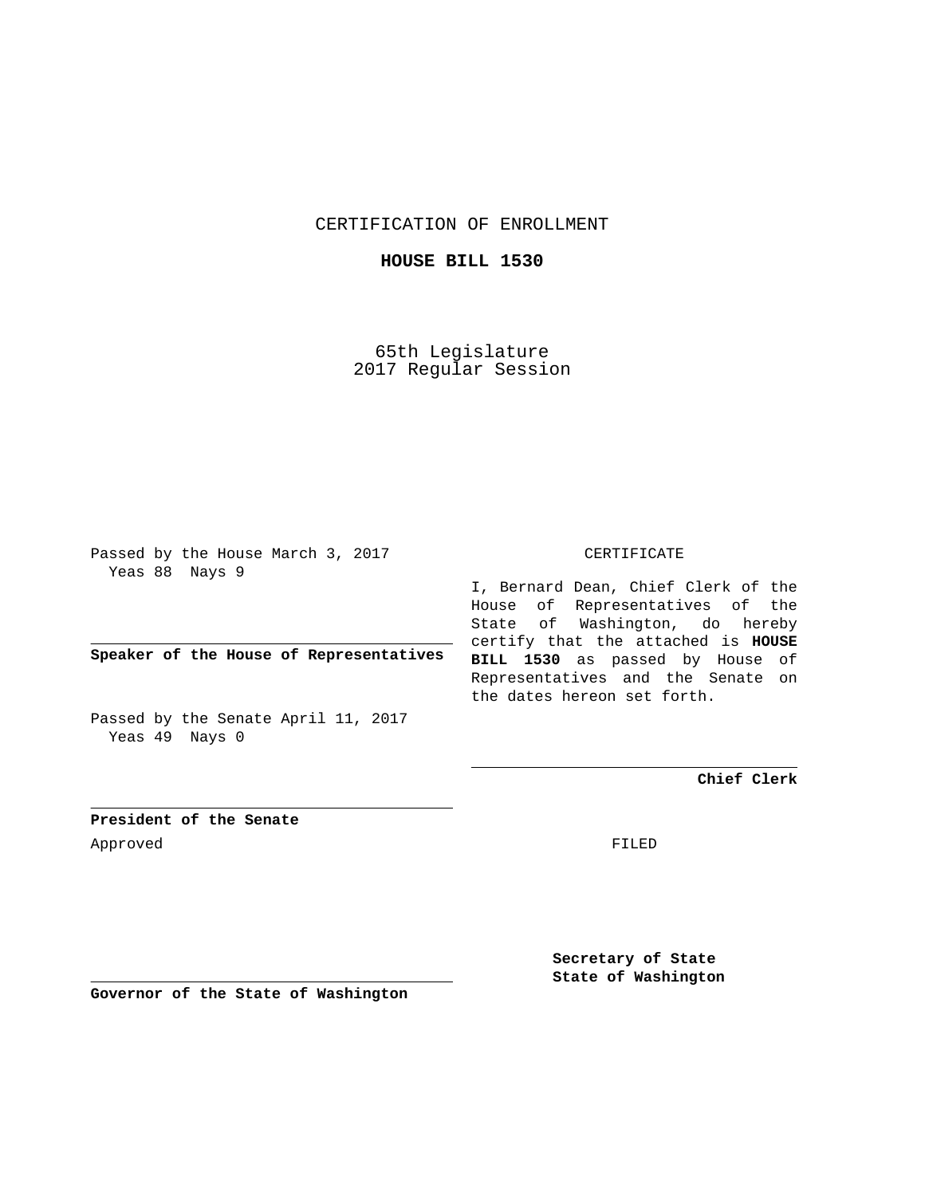CERTIFICATION OF ENROLLMENT

**HOUSE BILL 1530**

65th Legislature
2017 Regular Session

Passed by the House March 3, 2017
Yeas 88 Nays 9

**Speaker of the House of Representatives**

Passed by the Senate April 11, 2017
Yeas 49 Nays 0

**President of the Senate**

Approved

**Governor of the State of Washington**

CERTIFICATE

I, Bernard Dean, Chief Clerk of the House of Representatives of the State of Washington, do hereby certify that the attached is **HOUSE BILL 1530** as passed by House of Representatives and the Senate on the dates hereon set forth.

**Chief Clerk**

FILED

**Secretary of State**
**State of Washington**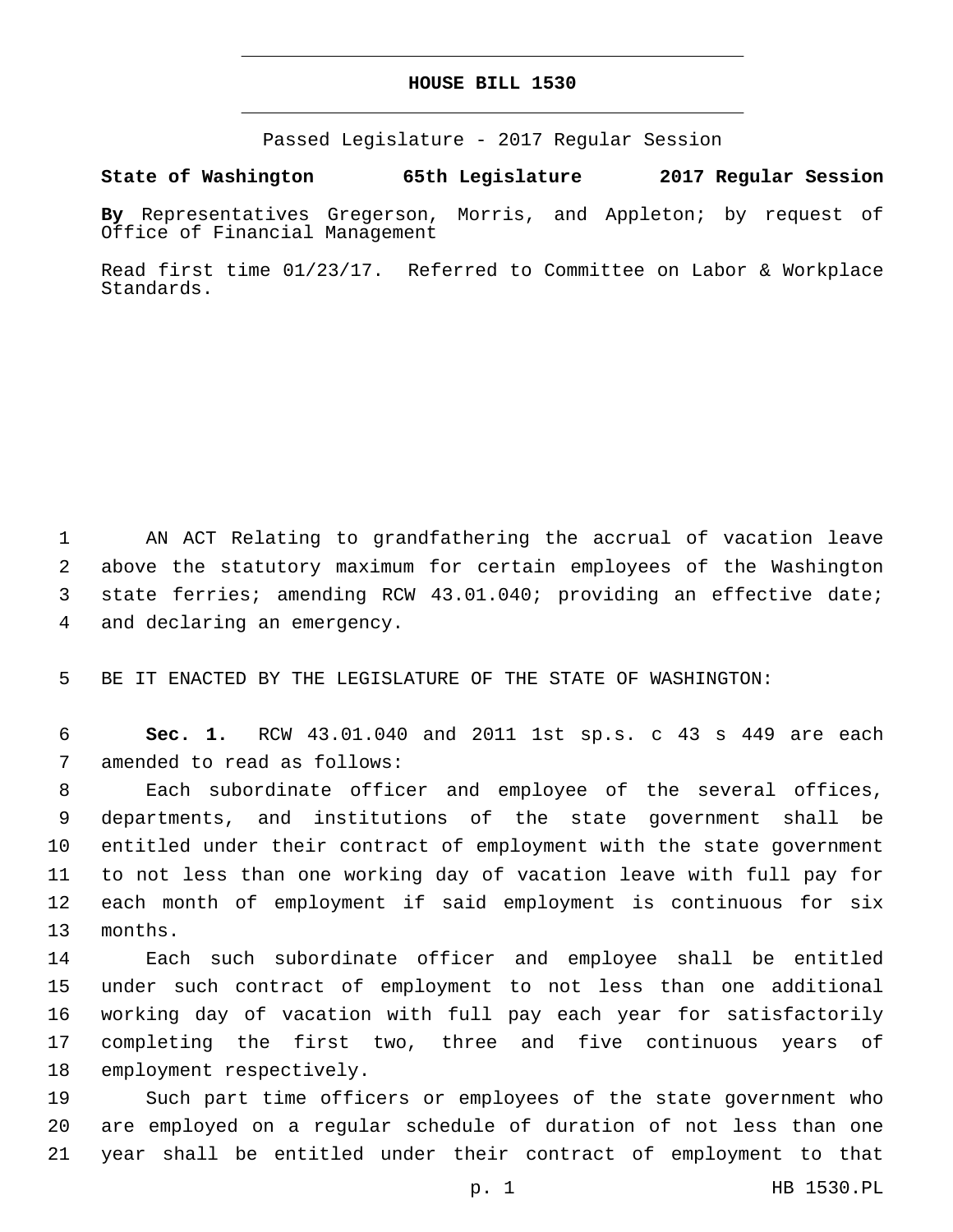# HOUSE BILL 1530

Passed Legislature - 2017 Regular Session

**State of Washington 65th Legislature 2017 Regular Session**

**By** Representatives Gregerson, Morris, and Appleton; by request of Office of Financial Management

Read first time 01/23/17. Referred to Committee on Labor & Workplace Standards.

AN ACT Relating to grandfathering the accrual of vacation leave above the statutory maximum for certain employees of the Washington state ferries; amending RCW 43.01.040; providing an effective date; and declaring an emergency.

BE IT ENACTED BY THE LEGISLATURE OF THE STATE OF WASHINGTON:

**Sec. 1.** RCW 43.01.040 and 2011 1st sp.s. c 43 s 449 are each amended to read as follows:

Each subordinate officer and employee of the several offices, departments, and institutions of the state government shall be entitled under their contract of employment with the state government to not less than one working day of vacation leave with full pay for each month of employment if said employment is continuous for six months.

Each such subordinate officer and employee shall be entitled under such contract of employment to not less than one additional working day of vacation with full pay each year for satisfactorily completing the first two, three and five continuous years of employment respectively.

Such part time officers or employees of the state government who are employed on a regular schedule of duration of not less than one year shall be entitled under their contract of employment to that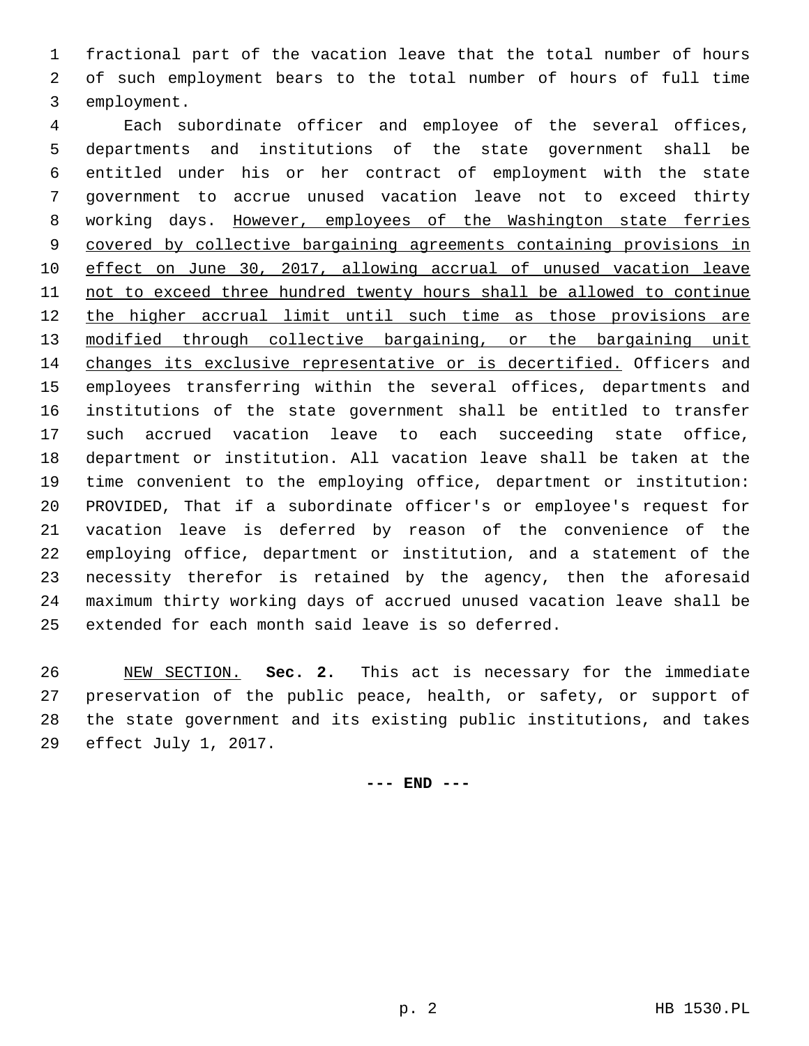fractional part of the vacation leave that the total number of hours of such employment bears to the total number of hours of full time employment.

Each subordinate officer and employee of the several offices, departments and institutions of the state government shall be entitled under his or her contract of employment with the state government to accrue unused vacation leave not to exceed thirty working days. <u>However, employees of the Washington state ferries covered by collective bargaining agreements containing provisions in effect on June 30, 2017, allowing accrual of unused vacation leave not to exceed three hundred twenty hours shall be allowed to continue the higher accrual limit until such time as those provisions are modified through collective bargaining, or the bargaining unit changes its exclusive representative or is decertified.</u> Officers and employees transferring within the several offices, departments and institutions of the state government shall be entitled to transfer such accrued vacation leave to each succeeding state office, department or institution. All vacation leave shall be taken at the time convenient to the employing office, department or institution: PROVIDED, That if a subordinate officer's or employee's request for vacation leave is deferred by reason of the convenience of the employing office, department or institution, and a statement of the necessity therefor is retained by the agency, then the aforesaid maximum thirty working days of accrued unused vacation leave shall be extended for each month said leave is so deferred.

<u>NEW SECTION.</u> **Sec. 2.** This act is necessary for the immediate preservation of the public peace, health, or safety, or support of the state government and its existing public institutions, and takes effect July 1, 2017.

**--- END ---**